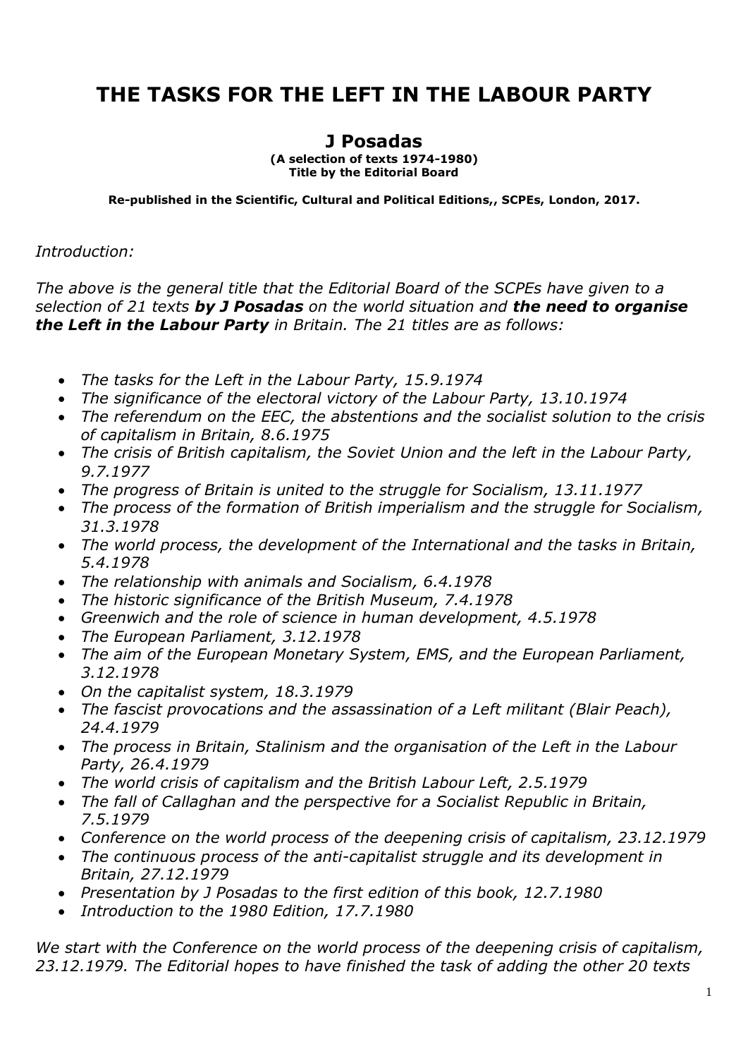# THE TASKS FOR THE LEFT IN THE LABOUR PARTY

## J Posadas

**(A selection of texts 1974-1980)**
**Title by the Editorial Board**

**Re-published in the Scientific, Cultural and Political Editions,, SCPEs, London, 2017.**

*Introduction:*

*The above is the general title that the Editorial Board of the SCPEs have given to a selection of 21 texts **by J Posadas** on the world situation and **the need to organise the Left in the Labour Party** in Britain. The 21 titles are as follows:*

- *The tasks for the Left in the Labour Party, 15.9.1974*
- *The significance of the electoral victory of the Labour Party, 13.10.1974*
- *The referendum on the EEC, the abstentions and the socialist solution to the crisis of capitalism in Britain, 8.6.1975*
- *The crisis of British capitalism, the Soviet Union and the left in the Labour Party, 9.7.1977*
- *The progress of Britain is united to the struggle for Socialism, 13.11.1977*
- *The process of the formation of British imperialism and the struggle for Socialism, 31.3.1978*
- *The world process, the development of the International and the tasks in Britain, 5.4.1978*
- *The relationship with animals and Socialism, 6.4.1978*
- *The historic significance of the British Museum, 7.4.1978*
- *Greenwich and the role of science in human development, 4.5.1978*
- *The European Parliament, 3.12.1978*
- *The aim of the European Monetary System, EMS, and the European Parliament, 3.12.1978*
- *On the capitalist system, 18.3.1979*
- *The fascist provocations and the assassination of a Left militant (Blair Peach), 24.4.1979*
- *The process in Britain, Stalinism and the organisation of the Left in the Labour Party, 26.4.1979*
- *The world crisis of capitalism and the British Labour Left, 2.5.1979*
- *The fall of Callaghan and the perspective for a Socialist Republic in Britain, 7.5.1979*
- *Conference on the world process of the deepening crisis of capitalism, 23.12.1979*
- *The continuous process of the anti-capitalist struggle and its development in Britain, 27.12.1979*
- *Presentation by J Posadas to the first edition of this book, 12.7.1980*
- *Introduction to the 1980 Edition, 17.7.1980*

*We start with the Conference on the world process of the deepening crisis of capitalism, 23.12.1979. The Editorial hopes to have finished the task of adding the other 20 texts*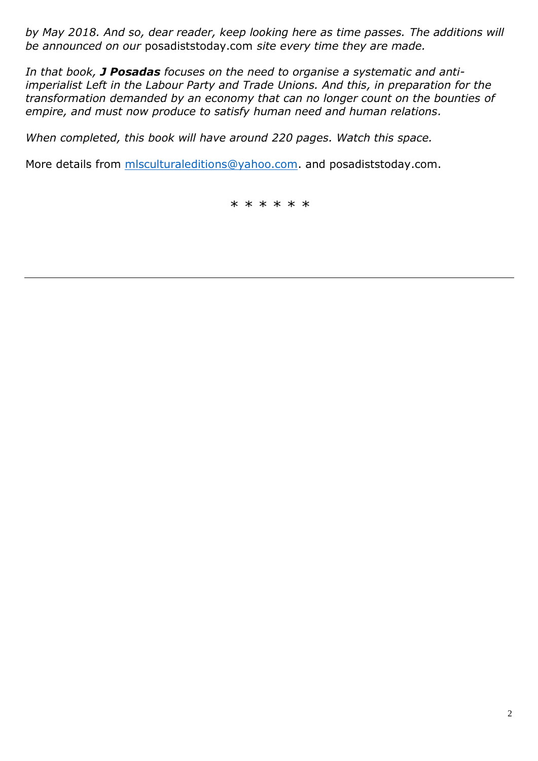*by May 2018. And so, dear reader, keep looking here as time passes. The additions will be announced on our* posadiststoday.com *site every time they are made.*

*In that book, **J Posadas** focuses on the need to organise a systematic and anti-imperialist Left in the Labour Party and Trade Unions. And this, in preparation for the transformation demanded by an economy that can no longer count on the bounties of empire, and must now produce to satisfy human need and human relations.*

*When completed, this book will have around 220 pages. Watch this space.*

More details from mlsculturaleditions@yahoo.com. and posadiststoday.com.

* * * * * *

---